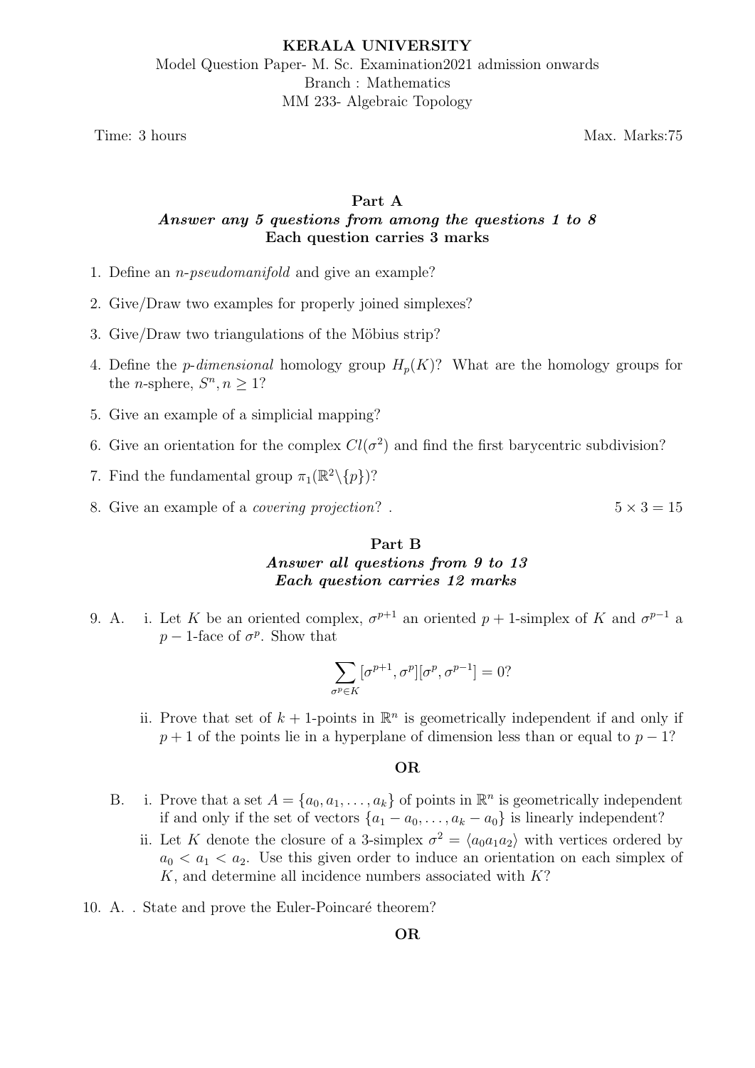**KERALA UNIVERSITY**

Model Question Paper- M. Sc. Examination2021 admission onwards

Branch : Mathematics

MM 233- Algebraic Topology

Time: 3 hours　　　　　　　　　　　　　　　　　　　　Max. Marks:75

## Part A

***Answer any 5 questions from among the questions 1 to 8***

**Each question carries 3 marks**

1. Define an *n-pseudomanifold* and give an example?
2. Give/Draw two examples for properly joined simplexes?
3. Give/Draw two triangulations of the Möbius strip?
4. Define the *p-dimensional* homology group $H_p(K)$? What are the homology groups for the $n$-sphere, $S^n, n \geq 1$?
5. Give an example of a simplicial mapping?
6. Give an orientation for the complex $Cl(\sigma^2)$ and find the first barycentric subdivision?
7. Find the fundamental group $\pi_1(\mathbb{R}^2 \backslash \{p\})$?
8. Give an example of a *covering projection*? .　　　　　　　　　　$5 \times 3 = 15$

## Part B

***Answer all questions from 9 to 13***

***Each question carries 12 marks***

9. A. i. Let $K$ be an oriented complex, $\sigma^{p+1}$ an oriented $p+1$-simplex of $K$ and $\sigma^{p-1}$ a $p-1$-face of $\sigma^p$. Show that

$$\sum_{\sigma^p \in K} [\sigma^{p+1}, \sigma^p][\sigma^p, \sigma^{p-1}] = 0?$$

ii. Prove that set of $k+1$-points in $\mathbb{R}^n$ is geometrically independent if and only if $p+1$ of the points lie in a hyperplane of dimension less than or equal to $p-1$?

**OR**

B. i. Prove that a set $A = \{a_0, a_1, \ldots, a_k\}$ of points in $\mathbb{R}^n$ is geometrically independent if and only if the set of vectors $\{a_1 - a_0, \ldots, a_k - a_0\}$ is linearly independent?

ii. Let $K$ denote the closure of a 3-simplex $\sigma^2 = \langle a_0 a_1 a_2 \rangle$ with vertices ordered by $a_0 < a_1 < a_2$. Use this given order to induce an orientation on each simplex of $K$, and determine all incidence numbers associated with $K$?

10. A. . State and prove the Euler-Poincaré theorem?

**OR**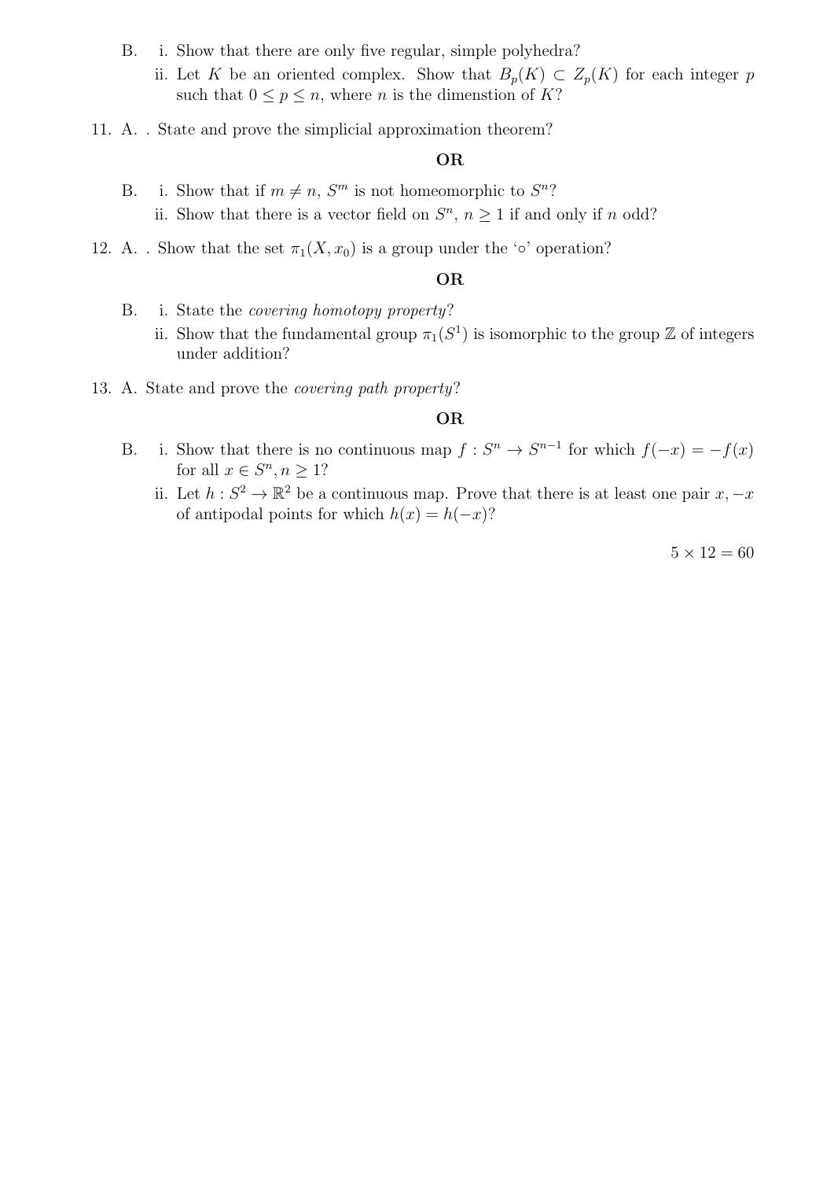B. i. Show that there are only five regular, simple polyhedra?

   ii. Let $K$ be an oriented complex. Show that $B_p(K) \subset Z_p(K)$ for each integer $p$ such that $0 \leq p \leq n$, where $n$ is the dimenstion of $K$?

11. A. . State and prove the simplicial approximation theorem?

**OR**

B. i. Show that if $m \neq n$, $S^m$ is not homeomorphic to $S^n$?

   ii. Show that there is a vector field on $S^n$, $n \geq 1$ if and only if $n$ odd?

12. A. . Show that the set $\pi_1(X, x_0)$ is a group under the '$\circ$' operation?

**OR**

B. i. State the *covering homotopy property*?

   ii. Show that the fundamental group $\pi_1(S^1)$ is isomorphic to the group $\mathbb{Z}$ of integers under addition?

13. A. State and prove the *covering path property*?

**OR**

B. i. Show that there is no continuous map $f : S^n \to S^{n-1}$ for which $f(-x) = -f(x)$ for all $x \in S^n, n \geq 1$?

   ii. Let $h : S^2 \to \mathbb{R}^2$ be a continuous map. Prove that there is at least one pair $x, -x$ of antipodal points for which $h(x) = h(-x)$?

$5 \times 12 = 60$